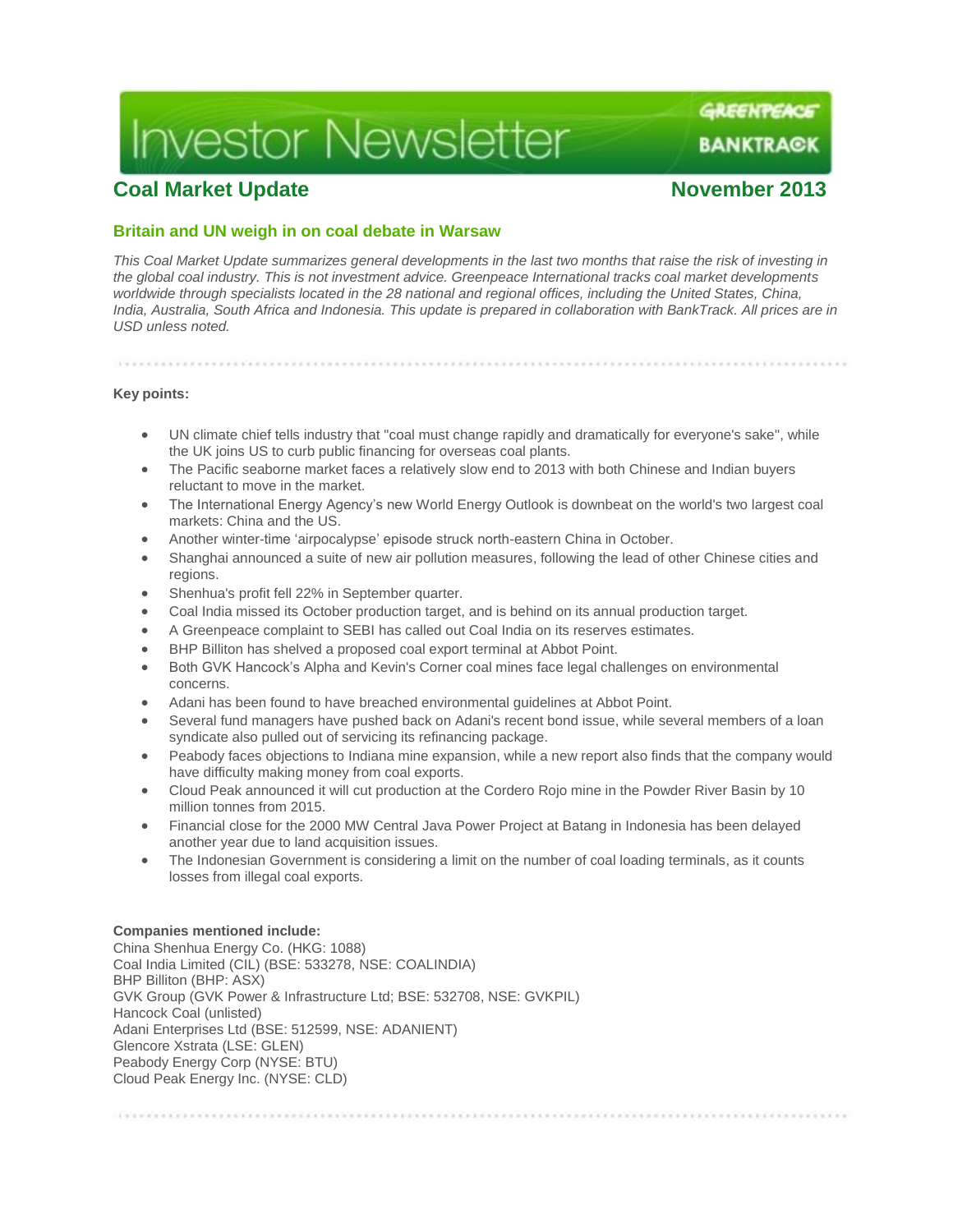# Investor Newsletter

GREENPEACE BANKTRACK

## Coal Market Update — November 2013

### Britain and UN weigh in on coal debate in Warsaw

*This Coal Market Update summarizes general developments in the last two months that raise the risk of investing in the global coal industry. This is not investment advice. Greenpeace International tracks coal market developments worldwide through specialists located in the 28 national and regional offices, including the United States, China, India, Australia, South Africa and Indonesia. This update is prepared in collaboration with BankTrack. All prices are in USD unless noted.*

**Key points:**

- UN climate chief tells industry that "coal must change rapidly and dramatically for everyone's sake", while the UK joins US to curb public financing for overseas coal plants.
- The Pacific seaborne market faces a relatively slow end to 2013 with both Chinese and Indian buyers reluctant to move in the market.
- The International Energy Agency's new World Energy Outlook is downbeat on the world's two largest coal markets: China and the US.
- Another winter-time 'airpocalypse' episode struck north-eastern China in October.
- Shanghai announced a suite of new air pollution measures, following the lead of other Chinese cities and regions.
- Shenhua's profit fell 22% in September quarter.
- Coal India missed its October production target, and is behind on its annual production target.
- A Greenpeace complaint to SEBI has called out Coal India on its reserves estimates.
- BHP Billiton has shelved a proposed coal export terminal at Abbot Point.
- Both GVK Hancock's Alpha and Kevin's Corner coal mines face legal challenges on environmental concerns.
- Adani has been found to have breached environmental guidelines at Abbot Point.
- Several fund managers have pushed back on Adani's recent bond issue, while several members of a loan syndicate also pulled out of servicing its refinancing package.
- Peabody faces objections to Indiana mine expansion, while a new report also finds that the company would have difficulty making money from coal exports.
- Cloud Peak announced it will cut production at the Cordero Rojo mine in the Powder River Basin by 10 million tonnes from 2015.
- Financial close for the 2000 MW Central Java Power Project at Batang in Indonesia has been delayed another year due to land acquisition issues.
- The Indonesian Government is considering a limit on the number of coal loading terminals, as it counts losses from illegal coal exports.

**Companies mentioned include:**
China Shenhua Energy Co. (HKG: 1088)
Coal India Limited (CIL) (BSE: 533278, NSE: COALINDIA)
BHP Billiton (BHP: ASX)
GVK Group (GVK Power & Infrastructure Ltd; BSE: 532708, NSE: GVKPIL)
Hancock Coal (unlisted)
Adani Enterprises Ltd (BSE: 512599, NSE: ADANIENT)
Glencore Xstrata (LSE: GLEN)
Peabody Energy Corp (NYSE: BTU)
Cloud Peak Energy Inc. (NYSE: CLD)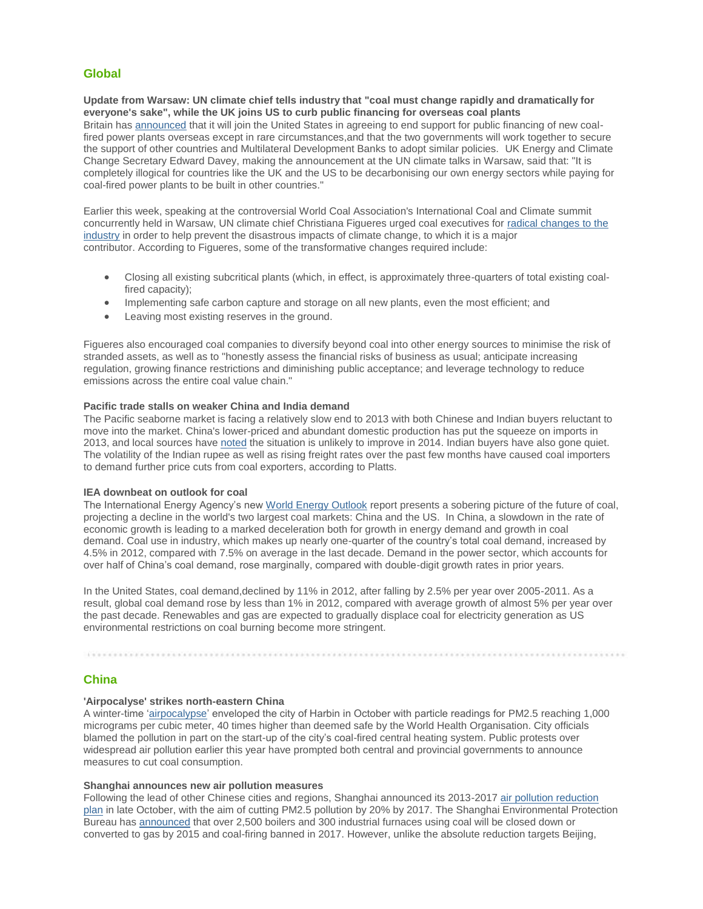## Global

**Update from Warsaw: UN climate chief tells industry that "coal must change rapidly and dramatically for everyone's sake", while the UK joins US to curb public financing for overseas coal plants**

Britain has announced that it will join the United States in agreeing to end support for public financing of new coal-fired power plants overseas except in rare circumstances,and that the two governments will work together to secure the support of other countries and Multilateral Development Banks to adopt similar policies. UK Energy and Climate Change Secretary Edward Davey, making the announcement at the UN climate talks in Warsaw, said that: "It is completely illogical for countries like the UK and the US to be decarbonising our own energy sectors while paying for coal-fired power plants to be built in other countries."

Earlier this week, speaking at the controversial World Coal Association's International Coal and Climate summit concurrently held in Warsaw, UN climate chief Christiana Figueres urged coal executives for radical changes to the industry in order to help prevent the disastrous impacts of climate change, to which it is a major contributor. According to Figueres, some of the transformative changes required include:

- Closing all existing subcritical plants (which, in effect, is approximately three-quarters of total existing coal-fired capacity);
- Implementing safe carbon capture and storage on all new plants, even the most efficient; and
- Leaving most existing reserves in the ground.

Figueres also encouraged coal companies to diversify beyond coal into other energy sources to minimise the risk of stranded assets, as well as to "honestly assess the financial risks of business as usual; anticipate increasing regulation, growing finance restrictions and diminishing public acceptance; and leverage technology to reduce emissions across the entire coal value chain."

**Pacific trade stalls on weaker China and India demand**

The Pacific seaborne market is facing a relatively slow end to 2013 with both Chinese and Indian buyers reluctant to move into the market. China's lower-priced and abundant domestic production has put the squeeze on imports in 2013, and local sources have noted the situation is unlikely to improve in 2014. Indian buyers have also gone quiet. The volatility of the Indian rupee as well as rising freight rates over the past few months have caused coal importers to demand further price cuts from coal exporters, according to Platts.

**IEA downbeat on outlook for coal**

The International Energy Agency's new World Energy Outlook report presents a sobering picture of the future of coal, projecting a decline in the world's two largest coal markets: China and the US. In China, a slowdown in the rate of economic growth is leading to a marked deceleration both for growth in energy demand and growth in coal demand. Coal use in industry, which makes up nearly one-quarter of the country's total coal demand, increased by 4.5% in 2012, compared with 7.5% on average in the last decade. Demand in the power sector, which accounts for over half of China's coal demand, rose marginally, compared with double-digit growth rates in prior years.

In the United States, coal demand,declined by 11% in 2012, after falling by 2.5% per year over 2005-2011. As a result, global coal demand rose by less than 1% in 2012, compared with average growth of almost 5% per year over the past decade. Renewables and gas are expected to gradually displace coal for electricity generation as US environmental restrictions on coal burning become more stringent.

## China

**'Airpocalyse' strikes north-eastern China**

A winter-time 'airpocalypse' enveloped the city of Harbin in October with particle readings for PM2.5 reaching 1,000 micrograms per cubic meter, 40 times higher than deemed safe by the World Health Organisation. City officials blamed the pollution in part on the start-up of the city's coal-fired central heating system. Public protests over widespread air pollution earlier this year have prompted both central and provincial governments to announce measures to cut coal consumption.

**Shanghai announces new air pollution measures**

Following the lead of other Chinese cities and regions, Shanghai announced its 2013-2017 air pollution reduction plan in late October, with the aim of cutting PM2.5 pollution by 20% by 2017. The Shanghai Environmental Protection Bureau has announced that over 2,500 boilers and 300 industrial furnaces using coal will be closed down or converted to gas by 2015 and coal-firing banned in 2017. However, unlike the absolute reduction targets Beijing,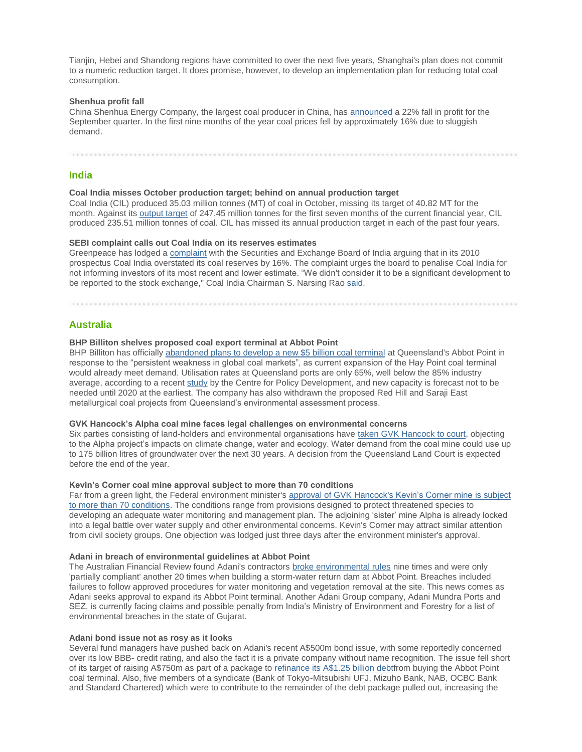Tianjin, Hebei and Shandong regions have committed to over the next five years, Shanghai's plan does not commit to a numeric reduction target. It does promise, however, to develop an implementation plan for reducing total coal consumption.

**Shenhua profit fall**
China Shenhua Energy Company, the largest coal producer in China, has announced a 22% fall in profit for the September quarter. In the first nine months of the year coal prices fell by approximately 16% due to sluggish demand.

## India

**Coal India misses October production target; behind on annual production target**
Coal India (CIL) produced 35.03 million tonnes (MT) of coal in October, missing its target of 40.82 MT for the month. Against its output target of 247.45 million tonnes for the first seven months of the current financial year, CIL produced 235.51 million tonnes of coal. CIL has missed its annual production target in each of the past four years.

**SEBI complaint calls out Coal India on its reserves estimates**
Greenpeace has lodged a complaint with the Securities and Exchange Board of India arguing that in its 2010 prospectus Coal India overstated its coal reserves by 16%. The complaint urges the board to penalise Coal India for not informing investors of its most recent and lower estimate. "We didn't consider it to be a significant development to be reported to the stock exchange," Coal India Chairman S. Narsing Rao said.

## Australia

**BHP Billiton shelves proposed coal export terminal at Abbot Point**
BHP Billiton has officially abandoned plans to develop a new $5 billion coal terminal at Queensland's Abbot Point in response to the "persistent weakness in global coal markets", as current expansion of the Hay Point coal terminal would already meet demand. Utilisation rates at Queensland ports are only 65%, well below the 85% industry average, according to a recent study by the Centre for Policy Development, and new capacity is forecast not to be needed until 2020 at the earliest. The company has also withdrawn the proposed Red Hill and Saraji East metallurgical coal projects from Queensland's environmental assessment process.

**GVK Hancock's Alpha coal mine faces legal challenges on environmental concerns**
Six parties consisting of land-holders and environmental organisations have taken GVK Hancock to court, objecting to the Alpha project's impacts on climate change, water and ecology. Water demand from the coal mine could use up to 175 billion litres of groundwater over the next 30 years. A decision from the Queensland Land Court is expected before the end of the year.

**Kevin's Corner coal mine approval subject to more than 70 conditions**
Far from a green light, the Federal environment minister's approval of GVK Hancock's Kevin's Corner mine is subject to more than 70 conditions. The conditions range from provisions designed to protect threatened species to developing an adequate water monitoring and management plan. The adjoining 'sister' mine Alpha is already locked into a legal battle over water supply and other environmental concerns. Kevin's Corner may attract similar attention from civil society groups. One objection was lodged just three days after the environment minister's approval.

**Adani in breach of environmental guidelines at Abbot Point**
The Australian Financial Review found Adani's contractors broke environmental rules nine times and were only 'partially compliant' another 20 times when building a storm-water return dam at Abbot Point. Breaches included failures to follow approved procedures for water monitoring and vegetation removal at the site. This news comes as Adani seeks approval to expand its Abbot Point terminal. Another Adani Group company, Adani Mundra Ports and SEZ, is currently facing claims and possible penalty from India's Ministry of Environment and Forestry for a list of environmental breaches in the state of Gujarat.

**Adani bond issue not as rosy as it looks**
Several fund managers have pushed back on Adani's recent A$500m bond issue, with some reportedly concerned over its low BBB- credit rating, and also the fact it is a private company without name recognition. The issue fell short of its target of raising A$750m as part of a package to refinance its A$1.25 billion debtfrom buying the Abbot Point coal terminal. Also, five members of a syndicate (Bank of Tokyo-Mitsubishi UFJ, Mizuho Bank, NAB, OCBC Bank and Standard Chartered) which were to contribute to the remainder of the debt package pulled out, increasing the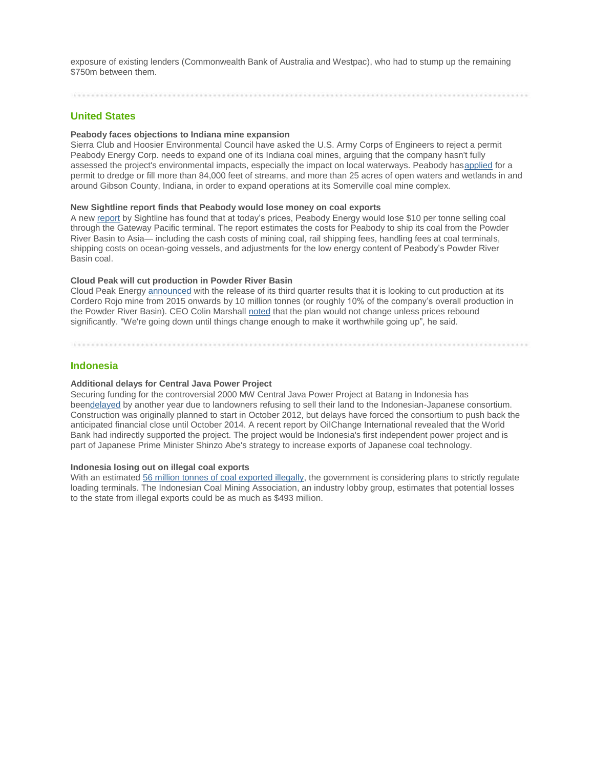exposure of existing lenders (Commonwealth Bank of Australia and Westpac), who had to stump up the remaining $750m between them.

## United States

**Peabody faces objections to Indiana mine expansion**

Sierra Club and Hoosier Environmental Council have asked the U.S. Army Corps of Engineers to reject a permit Peabody Energy Corp. needs to expand one of its Indiana coal mines, arguing that the company hasn't fully assessed the project's environmental impacts, especially the impact on local waterways. Peabody has applied for a permit to dredge or fill more than 84,000 feet of streams, and more than 25 acres of open waters and wetlands in and around Gibson County, Indiana, in order to expand operations at its Somerville coal mine complex.

**New Sightline report finds that Peabody would lose money on coal exports**

A new report by Sightline has found that at today's prices, Peabody Energy would lose $10 per tonne selling coal through the Gateway Pacific terminal. The report estimates the costs for Peabody to ship its coal from the Powder River Basin to Asia— including the cash costs of mining coal, rail shipping fees, handling fees at coal terminals, shipping costs on ocean-going vessels, and adjustments for the low energy content of Peabody's Powder River Basin coal.

**Cloud Peak will cut production in Powder River Basin**

Cloud Peak Energy announced with the release of its third quarter results that it is looking to cut production at its Cordero Rojo mine from 2015 onwards by 10 million tonnes (or roughly 10% of the company's overall production in the Powder River Basin). CEO Colin Marshall noted that the plan would not change unless prices rebound significantly. "We're going down until things change enough to make it worthwhile going up", he said.

## Indonesia

**Additional delays for Central Java Power Project**

Securing funding for the controversial 2000 MW Central Java Power Project at Batang in Indonesia has been delayed by another year due to landowners refusing to sell their land to the Indonesian-Japanese consortium. Construction was originally planned to start in October 2012, but delays have forced the consortium to push back the anticipated financial close until October 2014. A recent report by OilChange International revealed that the World Bank had indirectly supported the project. The project would be Indonesia's first independent power project and is part of Japanese Prime Minister Shinzo Abe's strategy to increase exports of Japanese coal technology.

**Indonesia losing out on illegal coal exports**

With an estimated 56 million tonnes of coal exported illegally, the government is considering plans to strictly regulate loading terminals. The Indonesian Coal Mining Association, an industry lobby group, estimates that potential losses to the state from illegal exports could be as much as $493 million.